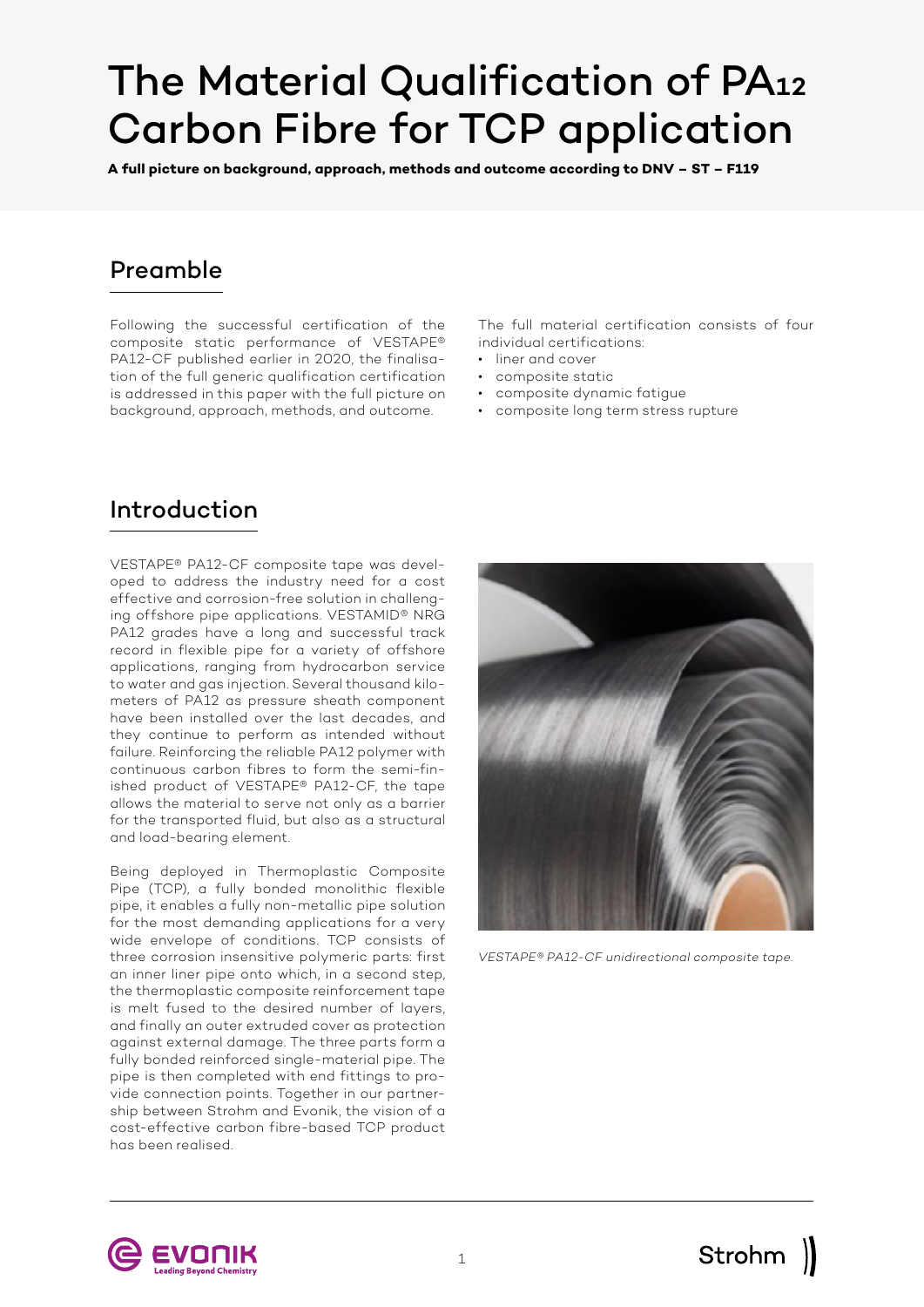# The Material Qualification of PA12 Carbon Fibre for TCP application

**A full picture on background, approach, methods and outcome according to DNV – ST – F119**

## Preamble

Following the successful certification of the composite static performance of VESTAPE® PA12-CF published earlier in 2020, the finalisation of the full generic qualification certification is addressed in this paper with the full picture on background, approach, methods, and outcome.

The full material certification consists of four individual certifications:

- liner and cover
- composite static
- composite dynamic fatigue
- composite long term stress rupture

## Introduction

VESTAPE® PA12-CF composite tape was developed to address the industry need for a cost effective and corrosion-free solution in challenging offshore pipe applications. VESTAMID® NRG PA12 grades have a long and successful track record in flexible pipe for a variety of offshore applications, ranging from hydrocarbon service to water and gas injection. Several thousand kilometers of PA12 as pressure sheath component have been installed over the last decades, and they continue to perform as intended without failure. Reinforcing the reliable PA12 polymer with continuous carbon fibres to form the semi-finished product of VESTAPE® PA12-CF, the tape allows the material to serve not only as a barrier for the transported fluid, but also as a structural and load-bearing element.

Being deployed in Thermoplastic Composite Pipe (TCP), a fully bonded monolithic flexible pipe, it enables a fully non-metallic pipe solution for the most demanding applications for a very wide envelope of conditions. TCP consists of three corrosion insensitive polymeric parts: first an inner liner pipe onto which, in a second step, the thermoplastic composite reinforcement tape is melt fused to the desired number of layers, and finally an outer extruded cover as protection against external damage. The three parts form a fully bonded reinforced single-material pipe. The pipe is then completed with end fittings to provide connection points. Together in our partnership between Strohm and Evonik, the vision of a cost-effective carbon fibre-based TCP product has been realised.

*VESTAPE® PA12-CF unidirectional composite tape.*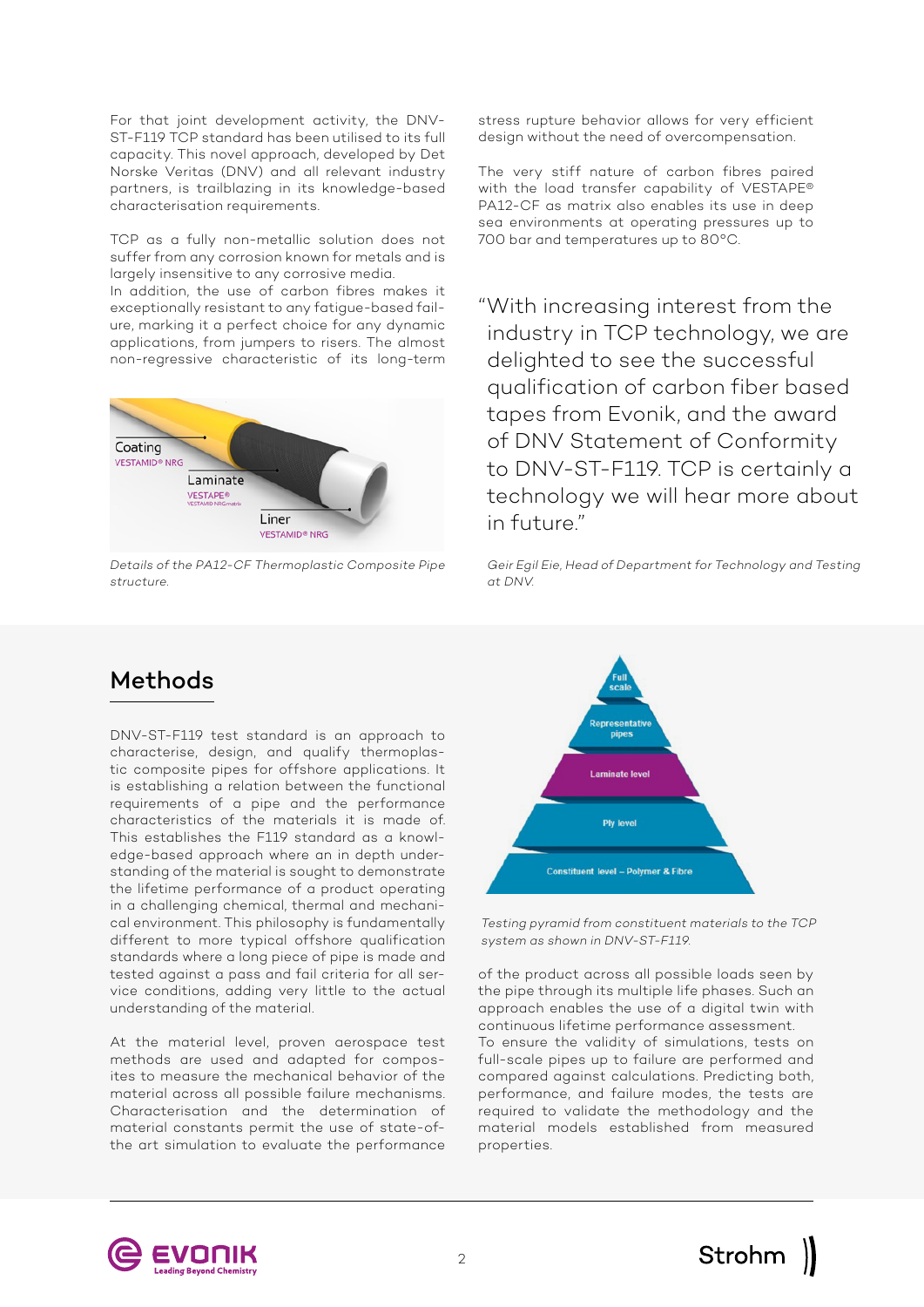For that joint development activity, the DNV-ST-F119 TCP standard has been utilised to its full capacity. This novel approach, developed by Det Norske Veritas (DNV) and all relevant industry partners, is trailblazing in its knowledge-based characterisation requirements.

TCP as a fully non-metallic solution does not suffer from any corrosion known for metals and is largely insensitive to any corrosive media.
In addition, the use of carbon fibres makes it exceptionally resistant to any fatigue-based failure, marking it a perfect choice for any dynamic applications, from jumpers to risers. The almost non-regressive characteristic of its long-term stress rupture behavior allows for very efficient design without the need of overcompensation.

Coating
VESTAMID® NRG
Laminate
VESTAPE®
VESTAMID NRG matrix
Liner
VESTAMID® NRG

*Details of the PA12-CF Thermoplastic Composite Pipe structure.*

The very stiff nature of carbon fibres paired with the load transfer capability of VESTAPE® PA12-CF as matrix also enables its use in deep sea environments at operating pressures up to 700 bar and temperatures up to 80°C.

> "With increasing interest from the industry in TCP technology, we are delighted to see the successful qualification of carbon fiber based tapes from Evonik, and the award of DNV Statement of Conformity to DNV-ST-F119. TCP is certainly a technology we will hear more about in future."

*Geir Egil Eie, Head of Department for Technology and Testing at DNV.*

## Methods

DNV-ST-F119 test standard is an approach to characterise, design, and qualify thermoplastic composite pipes for offshore applications. It is establishing a relation between the functional requirements of a pipe and the performance characteristics of the materials it is made of. This establishes the F119 standard as a knowledge-based approach where an in depth understanding of the material is sought to demonstrate the lifetime performance of a product operating in a challenging chemical, thermal and mechanical environment. This philosophy is fundamentally different to more typical offshore qualification standards where a long piece of pipe is made and tested against a pass and fail criteria for all service conditions, adding very little to the actual understanding of the material.

At the material level, proven aerospace test methods are used and adapted for composites to measure the mechanical behavior of the material across all possible failure mechanisms. Characterisation and the determination of material constants permit the use of state-of-the art simulation to evaluate the performance of the product across all possible loads seen by the pipe through its multiple life phases. Such an approach enables the use of a digital twin with continuous lifetime performance assessment.
To ensure the validity of simulations, tests on full-scale pipes up to failure are performed and compared against calculations. Predicting both, performance, and failure modes, the tests are required to validate the methodology and the material models established from measured properties.

Full scale
Representative pipes
Laminate level
Ply level
Constituent level – Polymer & Fibre

*Testing pyramid from constituent materials to the TCP system as shown in DNV-ST-F119.*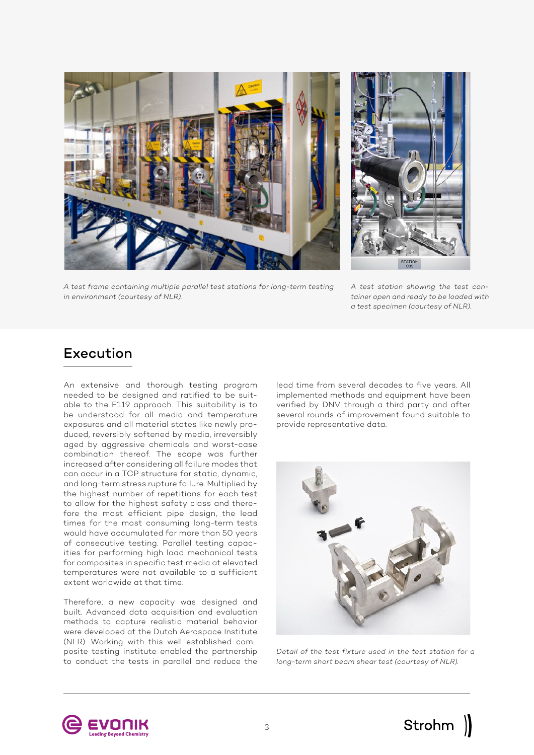A test frame containing multiple parallel test stations for long-term testing in environment (courtesy of NLR).

A test station showing the test container open and ready to be loaded with a test specimen (courtesy of NLR).

## Execution

An extensive and thorough testing program needed to be designed and ratified to be suitable to the F119 approach. This suitability is to be understood for all media and temperature exposures and all material states like newly produced, reversibly softened by media, irreversibly aged by aggressive chemicals and worst-case combination thereof. The scope was further increased after considering all failure modes that can occur in a TCP structure for static, dynamic, and long-term stress rupture failure. Multiplied by the highest number of repetitions for each test to allow for the highest safety class and therefore the most efficient pipe design, the lead times for the most consuming long-term tests would have accumulated for more than 50 years of consecutive testing. Parallel testing capacities for performing high load mechanical tests for composites in specific test media at elevated temperatures were not available to a sufficient extent worldwide at that time.

Therefore, a new capacity was designed and built. Advanced data acquisition and evaluation methods to capture realistic material behavior were developed at the Dutch Aerospace Institute (NLR). Working with this well-established composite testing institute enabled the partnership to conduct the tests in parallel and reduce the lead time from several decades to five years. All implemented methods and equipment have been verified by DNV through a third party and after several rounds of improvement found suitable to provide representative data.

Detail of the test fixture used in the test station for a long-term short beam shear test (courtesy of NLR).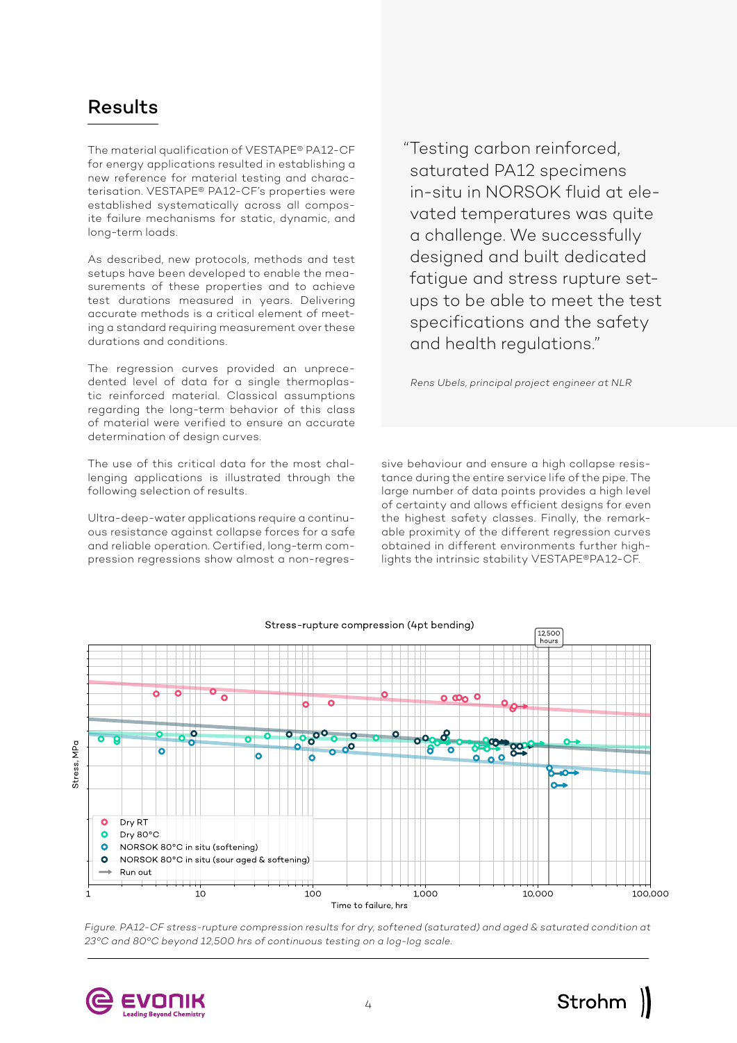## Results

The material qualification of VESTAPE® PA12-CF for energy applications resulted in establishing a new reference for material testing and characterisation. VESTAPE® PA12-CF's properties were established systematically across all composite failure mechanisms for static, dynamic, and long-term loads.

As described, new protocols, methods and test setups have been developed to enable the measurements of these properties and to achieve test durations measured in years. Delivering accurate methods is a critical element of meeting a standard requiring measurement over these durations and conditions.

The regression curves provided an unprecedented level of data for a single thermoplastic reinforced material. Classical assumptions regarding the long-term behavior of this class of material were verified to ensure an accurate determination of design curves.

The use of this critical data for the most challenging applications is illustrated through the following selection of results.

Ultra-deep-water applications require a continuous resistance against collapse forces for a safe and reliable operation. Certified, long-term compression regressions show almost a non-regressive behaviour and ensure a high collapse resistance during the entire service life of the pipe. The large number of data points provides a high level of certainty and allows efficient designs for even the highest safety classes. Finally, the remarkable proximity of the different regression curves obtained in different environments further highlights the intrinsic stability VESTAPE®PA12-CF.

> "Testing carbon reinforced, saturated PA12 specimens in-situ in NORSOK fluid at elevated temperatures was quite a challenge. We successfully designed and built dedicated fatigue and stress rupture setups to be able to meet the test specifications and the safety and health regulations."
>
> *Rens Ubels, principal project engineer at NLR*

Stress-rupture compression (4pt bending)

12,500 hours

Stress, MPa

Time to failure, hrs

1
10
100
1,000
10,000
100,000

Dry RT
Dry 80°C
NORSOK 80°C in situ (softening)
NORSOK 80°C in situ (sour aged & softening)
Run out

*Figure. PA12-CF stress-rupture compression results for dry, softened (saturated) and aged & saturated condition at 23°C and 80°C beyond 12,500 hrs of continuous testing on a log-log scale.*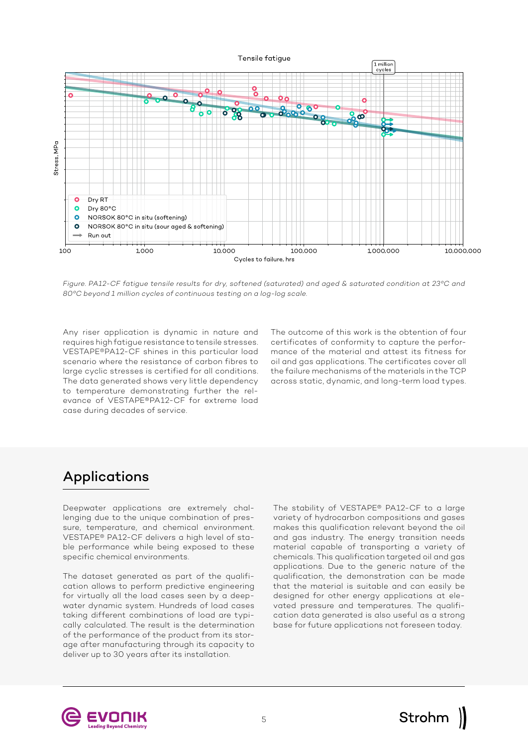Tensile fatigue

1 million cycles

Stress, MPa

Dry RT
Dry 80°C
NORSOK 80°C in situ (softening)
NORSOK 80°C in situ (sour aged & softening)
Run out

100
1,000
10,000
100,000
1,000,000
10,000,000

Cycles to failure, hrs

*Figure. PA12-CF fatigue tensile results for dry, softened (saturated) and aged & saturated condition at 23°C and 80°C beyond 1 million cycles of continuous testing on a log-log scale.*

Any riser application is dynamic in nature and requires high fatigue resistance to tensile stresses. VESTAPE®PA12-CF shines in this particular load scenario where the resistance of carbon fibres to large cyclic stresses is certified for all conditions. The data generated shows very little dependency to temperature demonstrating further the relevance of VESTAPE®PA12-CF for extreme load case during decades of service.

The outcome of this work is the obtention of four certificates of conformity to capture the performance of the material and attest its fitness for oil and gas applications. The certificates cover all the failure mechanisms of the materials in the TCP across static, dynamic, and long-term load types.

## Applications

Deepwater applications are extremely challenging due to the unique combination of pressure, temperature, and chemical environment. VESTAPE® PA12-CF delivers a high level of stable performance while being exposed to these specific chemical environments.

The dataset generated as part of the qualification allows to perform predictive engineering for virtually all the load cases seen by a deepwater dynamic system. Hundreds of load cases taking different combinations of load are typically calculated. The result is the determination of the performance of the product from its storage after manufacturing through its capacity to deliver up to 30 years after its installation.

The stability of VESTAPE® PA12-CF to a large variety of hydrocarbon compositions and gases makes this qualification relevant beyond the oil and gas industry. The energy transition needs material capable of transporting a variety of chemicals. This qualification targeted oil and gas applications. Due to the generic nature of the qualification, the demonstration can be made that the material is suitable and can easily be designed for other energy applications at elevated pressure and temperatures. The qualification data generated is also useful as a strong base for future applications not foreseen today.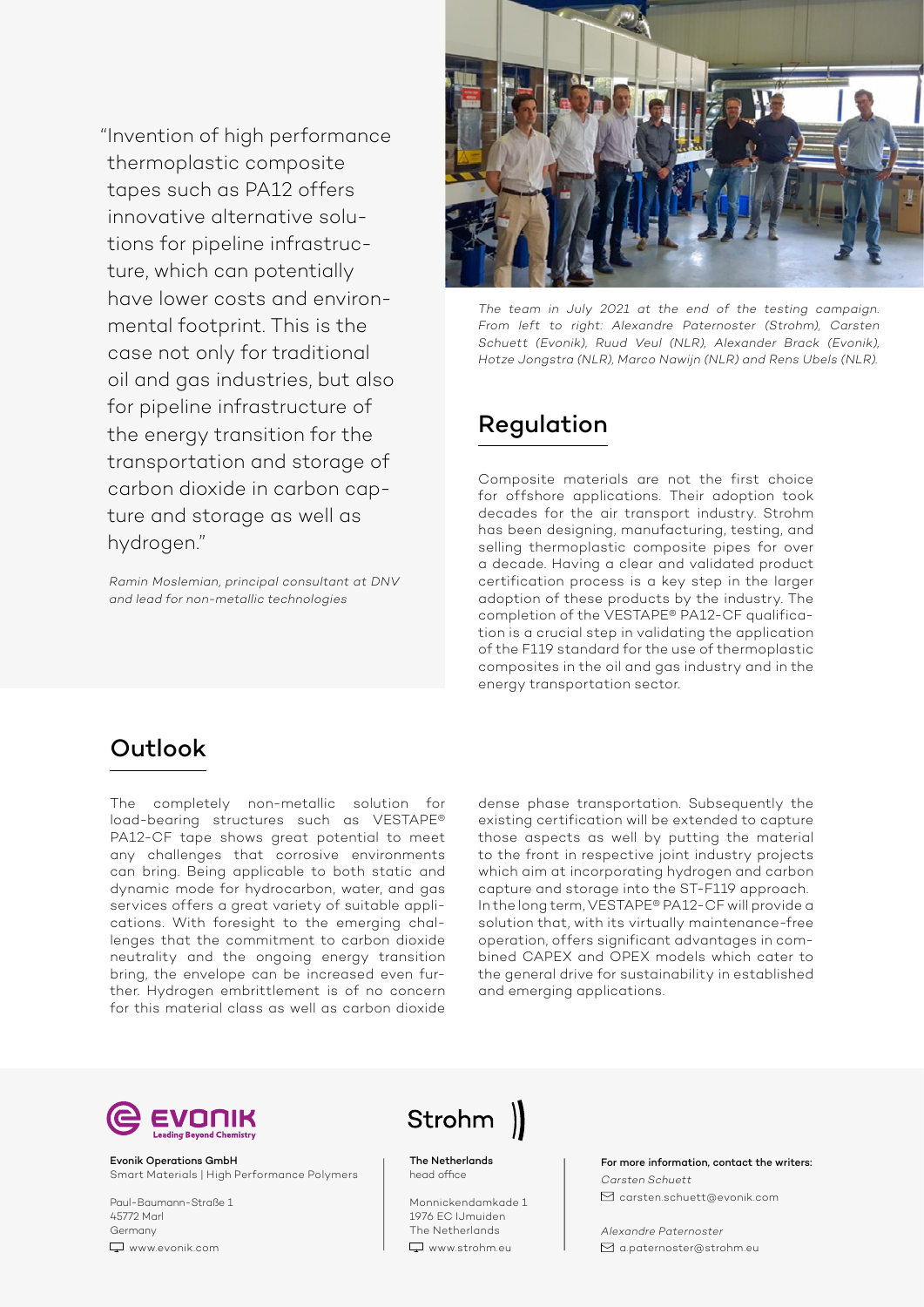"Invention of high performance thermoplastic composite tapes such as PA12 offers innovative alternative solutions for pipeline infrastructure, which can potentially have lower costs and environmental footprint. This is the case not only for traditional oil and gas industries, but also for pipeline infrastructure of the energy transition for the transportation and storage of carbon dioxide in carbon capture and storage as well as hydrogen."

*Ramin Moslemian, principal consultant at DNV and lead for non-metallic technologies*

*The team in July 2021 at the end of the testing campaign. From left to right: Alexandre Paternoster (Strohm), Carsten Schuett (Evonik), Ruud Veul (NLR), Alexander Brack (Evonik), Hotze Jongstra (NLR), Marco Nawijn (NLR) and Rens Ubels (NLR).*

## Regulation

Composite materials are not the first choice for offshore applications. Their adoption took decades for the air transport industry. Strohm has been designing, manufacturing, testing, and selling thermoplastic composite pipes for over a decade. Having a clear and validated product certification process is a key step in the larger adoption of these products by the industry. The completion of the VESTAPE® PA12-CF qualification is a crucial step in validating the application of the F119 standard for the use of thermoplastic composites in the oil and gas industry and in the energy transportation sector.

## Outlook

The completely non-metallic solution for load-bearing structures such as VESTAPE® PA12-CF tape shows great potential to meet any challenges that corrosive environments can bring. Being applicable to both static and dynamic mode for hydrocarbon, water, and gas services offers a great variety of suitable applications. With foresight to the emerging challenges that the commitment to carbon dioxide neutrality and the ongoing energy transition bring, the envelope can be increased even further. Hydrogen embrittlement is of no concern for this material class as well as carbon dioxide dense phase transportation. Subsequently the existing certification will be extended to capture those aspects as well by putting the material to the front in respective joint industry projects which aim at incorporating hydrogen and carbon capture and storage into the ST-F119 approach. In the long term, VESTAPE® PA12-CF will provide a solution that, with its virtually maintenance-free operation, offers significant advantages in combined CAPEX and OPEX models which cater to the general drive for sustainability in established and emerging applications.

EVONIK
Leading Beyond Chemistry

**Evonik Operations GmbH**
Smart Materials | High Performance Polymers

Paul-Baumann-Straße 1
45772 Marl
Germany
www.evonik.com

Strohm

**The Netherlands**
head office

Monnickendamkade 1
1976 EC IJmuiden
The Netherlands
www.strohm.eu

**For more information, contact the writers:**

*Carsten Schuett*
carsten.schuett@evonik.com

*Alexandre Paternoster*
a.paternoster@strohm.eu